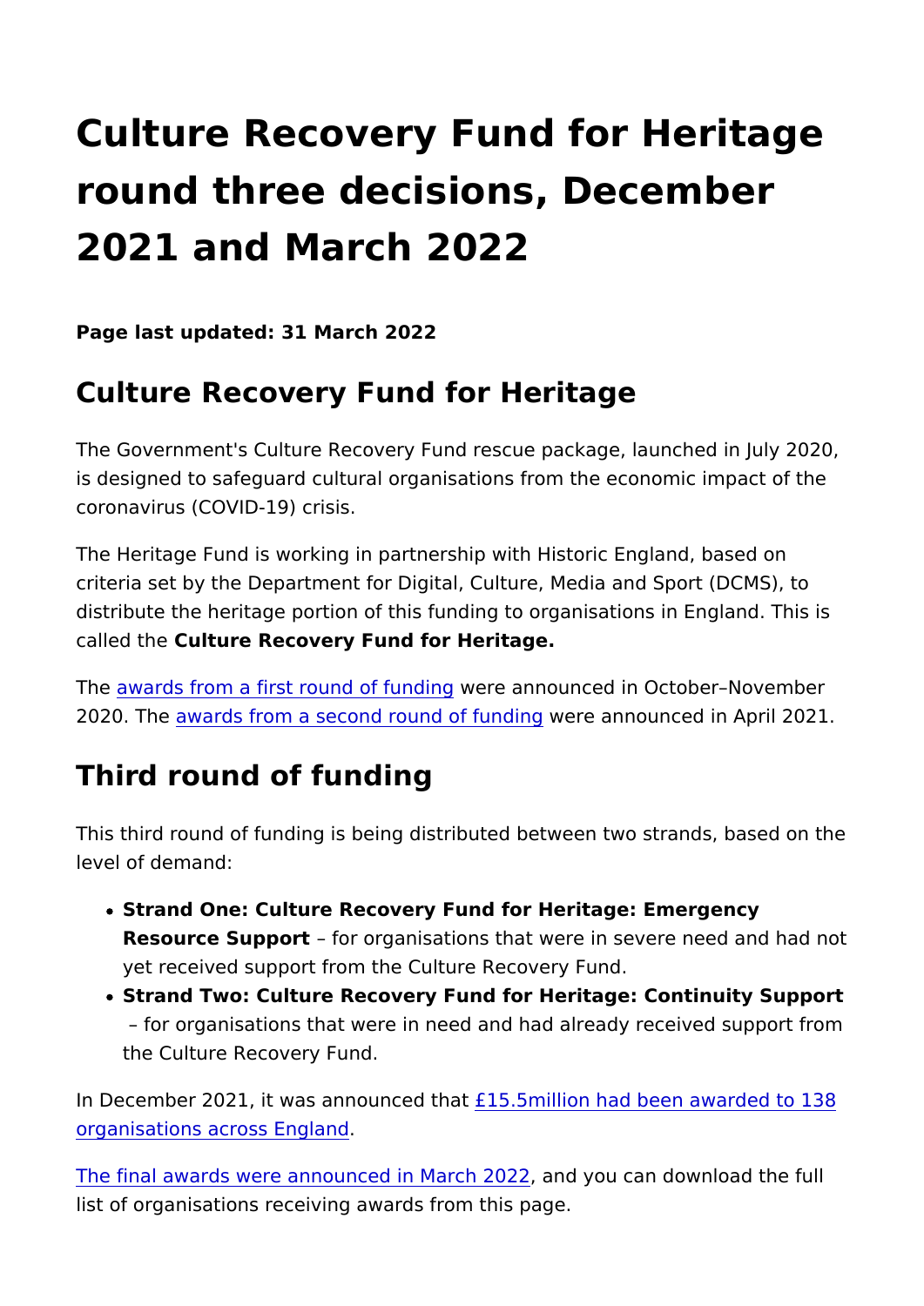# Culture Recovery Fund for Heritage round three decisions, December 2021 and March 2022

**Page last updated: 31 March 2022**

## Culture Recovery Fund for Heritage

The Government's Culture Recovery Fund rescue package, launched in July 2020, is designed to safeguard cultural organisations from the economic impact of the coronavirus (COVID-19) crisis.

The Heritage Fund is working in partnership with Historic England, based on criteria set by the Department for Digital, Culture, Media and Sport (DCMS), to distribute the heritage portion of this funding to organisations in England. This is called the **Culture Recovery Fund for Heritage.**

The awards from a first round of funding were announced in October–November 2020. The awards from a second round of funding were announced in April 2021.

## Third round of funding

This third round of funding is being distributed between two strands, based on the level of demand:

- **Strand One: Culture Recovery Fund for Heritage: Emergency Resource Support** – for organisations that were in severe need and had not yet received support from the Culture Recovery Fund.
- **Strand Two: Culture Recovery Fund for Heritage: Continuity Support** – for organisations that were in need and had already received support from the Culture Recovery Fund.

In December 2021, it was announced that £15.5million had been awarded to 138 organisations across England.

The final awards were announced in March 2022, and you can download the full list of organisations receiving awards from this page.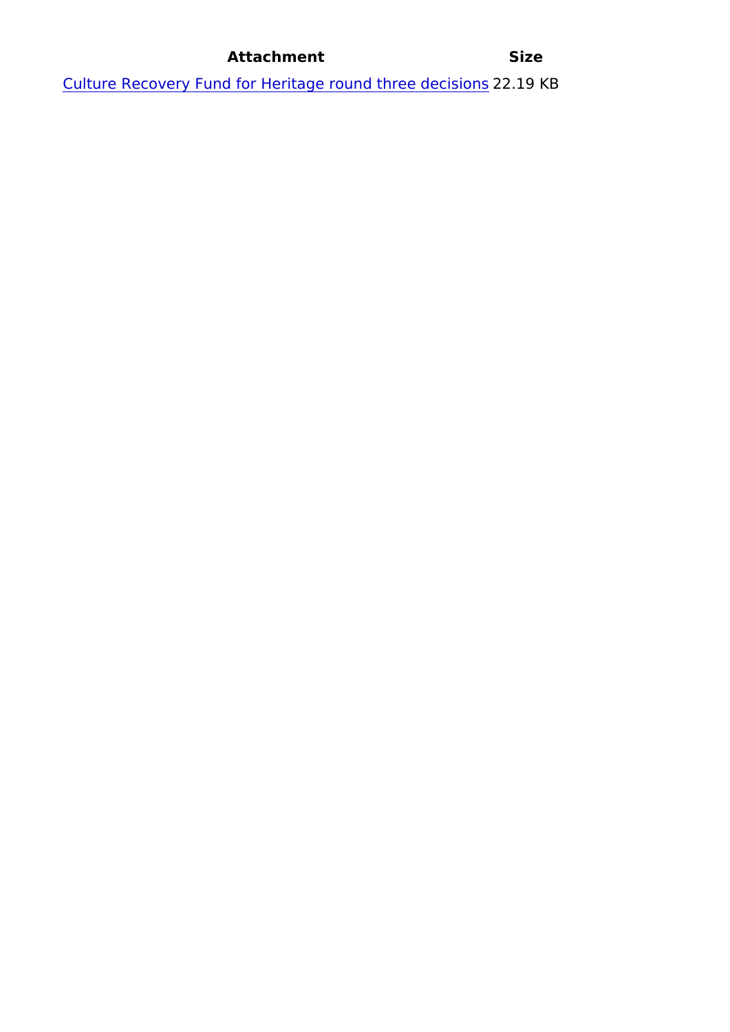| Attachment | Size |
| --- | --- |
| Culture Recovery Fund for Heritage round three decisions | 22.19 KB |